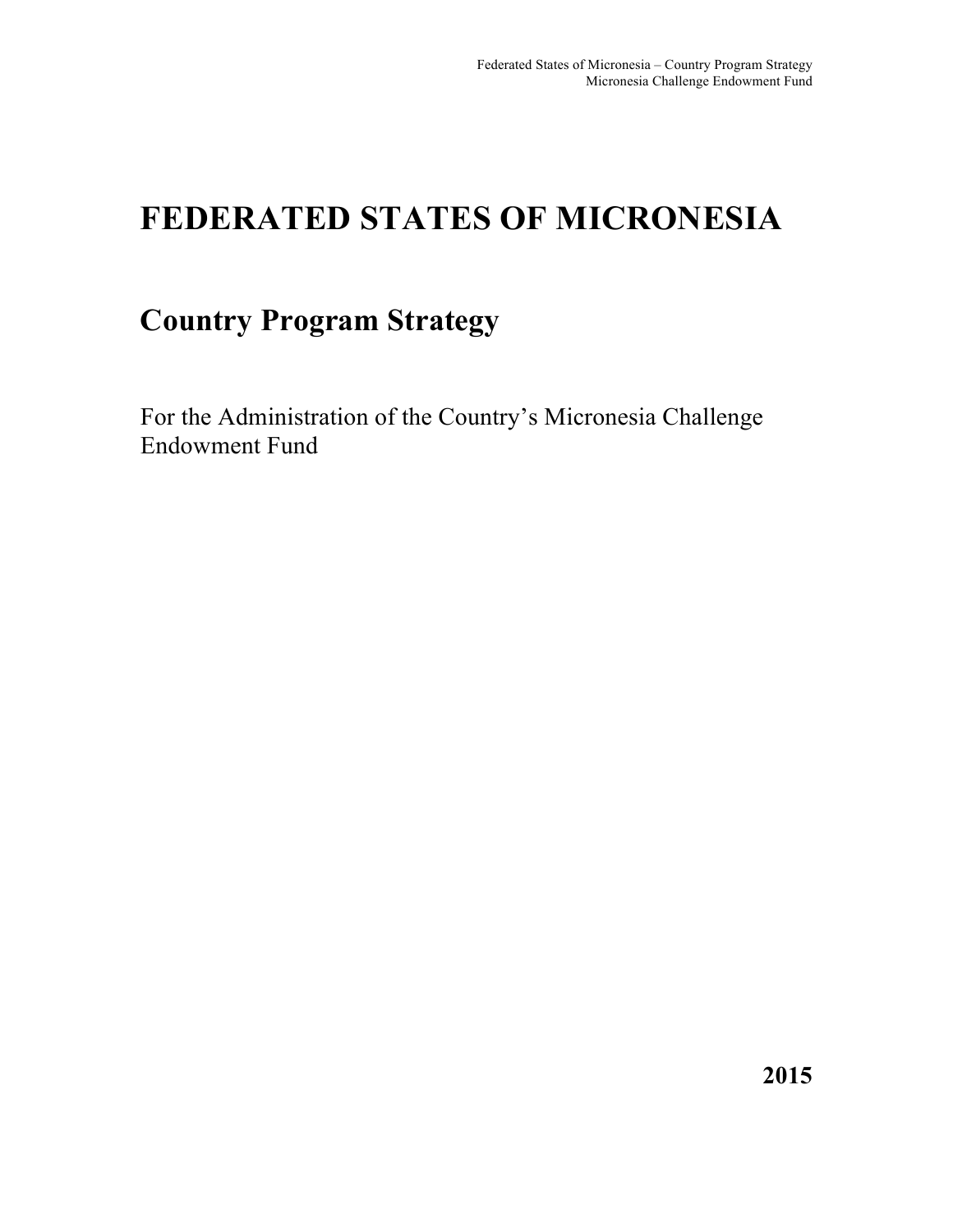# FEDERATED STATES OF MICRONESIA

## Country Program Strategy

For the Administration of the Country's Micronesia Challenge Endowment Fund

**2015**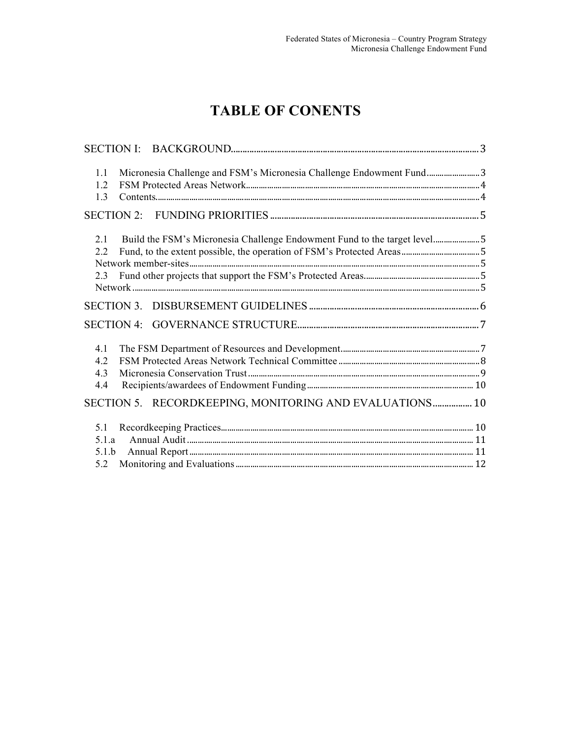# TABLE OF CONENTS

SECTION I: BACKGROUND........................................................................................................ 3

- 1.1 Micronesia Challenge and FSM's Micronesia Challenge Endowment Fund......................... 3
- 1.2 FSM Protected Areas Network.............................................................................................. 4
- 1.3 Contents.................................................................................................................................. 4

SECTION 2: FUNDING PRIORITIES ........................................................................................ 5

- 2.1 Build the FSM's Micronesia Challenge Endowment Fund to the target level...................... 5
- 2.2 Fund, to the extent possible, the operation of FSM's Protected Areas ................................... 5
  Network member-sites................................................................................................................ 5
- 2.3 Fund other projects that support the FSM's Protected Areas................................................. 5
  Network ...................................................................................................................................... 5

SECTION 3. DISBURSEMENT GUIDELINES ........................................................................ 6

SECTION 4: GOVERNANCE STRUCTURE............................................................................ 7

- 4.1 The FSM Department of Resources and Development........................................................ 7
- 4.2 FSM Protected Areas Network Technical Committee .......................................................... 8
- 4.3 Micronesia Conservation Trust ............................................................................................ 9
- 4.4 Recipients/awardees of Endowment Funding ...................................................................... 10

SECTION 5. RECORDKEEPING, MONITORING AND EVALUATIONS................ 10

- 5.1 Recordkeeping Practices....................................................................................................... 10
- 5.1.a Annual Audit ..................................................................................................................... 11
- 5.1.b Annual Report .................................................................................................................... 11
- 5.2 Monitoring and Evaluations ................................................................................................. 12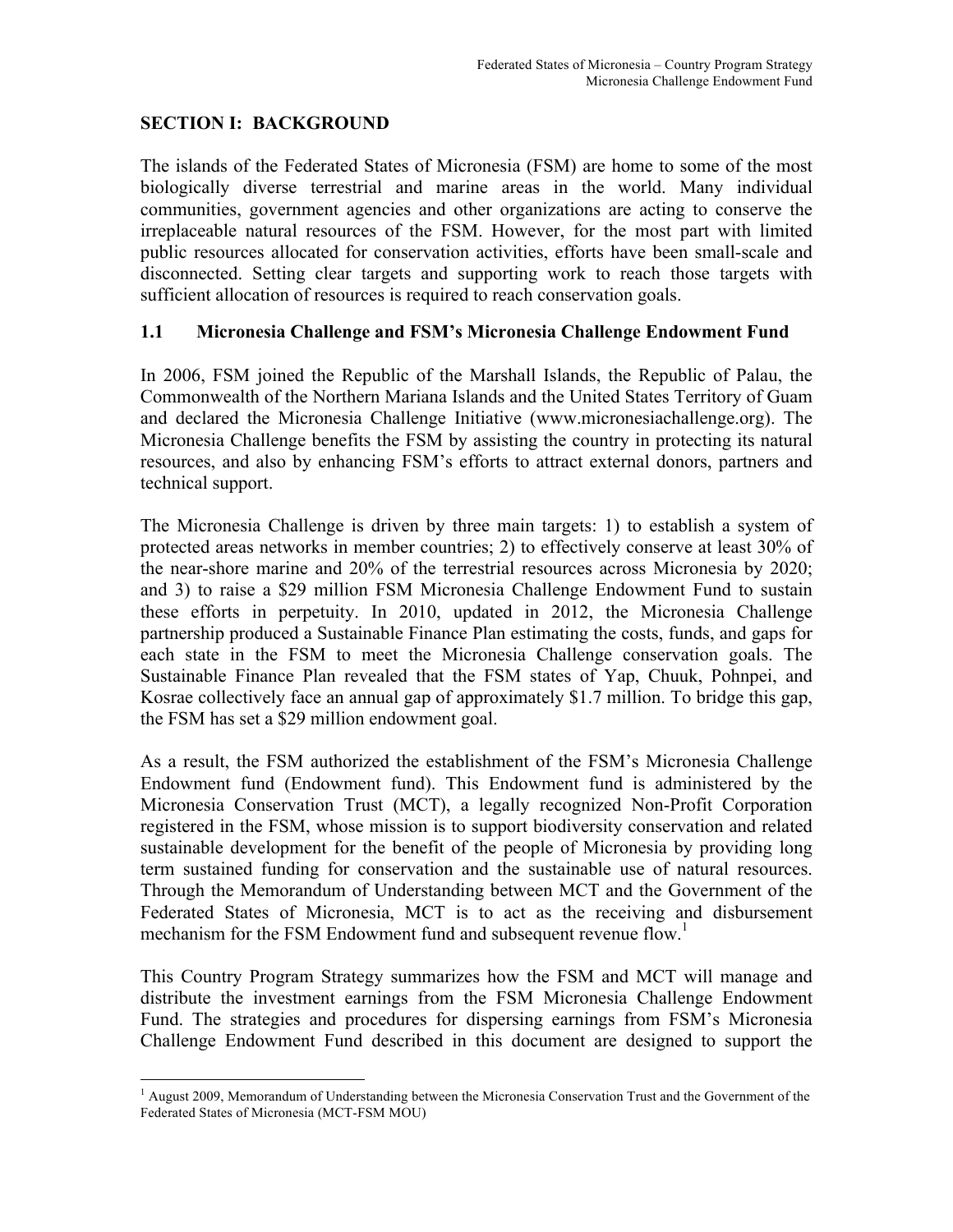## SECTION I: BACKGROUND

The islands of the Federated States of Micronesia (FSM) are home to some of the most biologically diverse terrestrial and marine areas in the world. Many individual communities, government agencies and other organizations are acting to conserve the irreplaceable natural resources of the FSM. However, for the most part with limited public resources allocated for conservation activities, efforts have been small-scale and disconnected. Setting clear targets and supporting work to reach those targets with sufficient allocation of resources is required to reach conservation goals.

### 1.1 Micronesia Challenge and FSM's Micronesia Challenge Endowment Fund

In 2006, FSM joined the Republic of the Marshall Islands, the Republic of Palau, the Commonwealth of the Northern Mariana Islands and the United States Territory of Guam and declared the Micronesia Challenge Initiative (www.micronesiachallenge.org). The Micronesia Challenge benefits the FSM by assisting the country in protecting its natural resources, and also by enhancing FSM's efforts to attract external donors, partners and technical support.

The Micronesia Challenge is driven by three main targets: 1) to establish a system of protected areas networks in member countries; 2) to effectively conserve at least 30% of the near-shore marine and 20% of the terrestrial resources across Micronesia by 2020; and 3) to raise a $29 million FSM Micronesia Challenge Endowment Fund to sustain these efforts in perpetuity. In 2010, updated in 2012, the Micronesia Challenge partnership produced a Sustainable Finance Plan estimating the costs, funds, and gaps for each state in the FSM to meet the Micronesia Challenge conservation goals. The Sustainable Finance Plan revealed that the FSM states of Yap, Chuuk, Pohnpei, and Kosrae collectively face an annual gap of approximately $1.7 million. To bridge this gap, the FSM has set a $29 million endowment goal.

As a result, the FSM authorized the establishment of the FSM's Micronesia Challenge Endowment fund (Endowment fund). This Endowment fund is administered by the Micronesia Conservation Trust (MCT), a legally recognized Non-Profit Corporation registered in the FSM, whose mission is to support biodiversity conservation and related sustainable development for the benefit of the people of Micronesia by providing long term sustained funding for conservation and the sustainable use of natural resources. Through the Memorandum of Understanding between MCT and the Government of the Federated States of Micronesia, MCT is to act as the receiving and disbursement mechanism for the FSM Endowment fund and subsequent revenue flow.[1]

This Country Program Strategy summarizes how the FSM and MCT will manage and distribute the investment earnings from the FSM Micronesia Challenge Endowment Fund. The strategies and procedures for dispersing earnings from FSM's Micronesia Challenge Endowment Fund described in this document are designed to support the

[1] August 2009, Memorandum of Understanding between the Micronesia Conservation Trust and the Government of the Federated States of Micronesia (MCT-FSM MOU)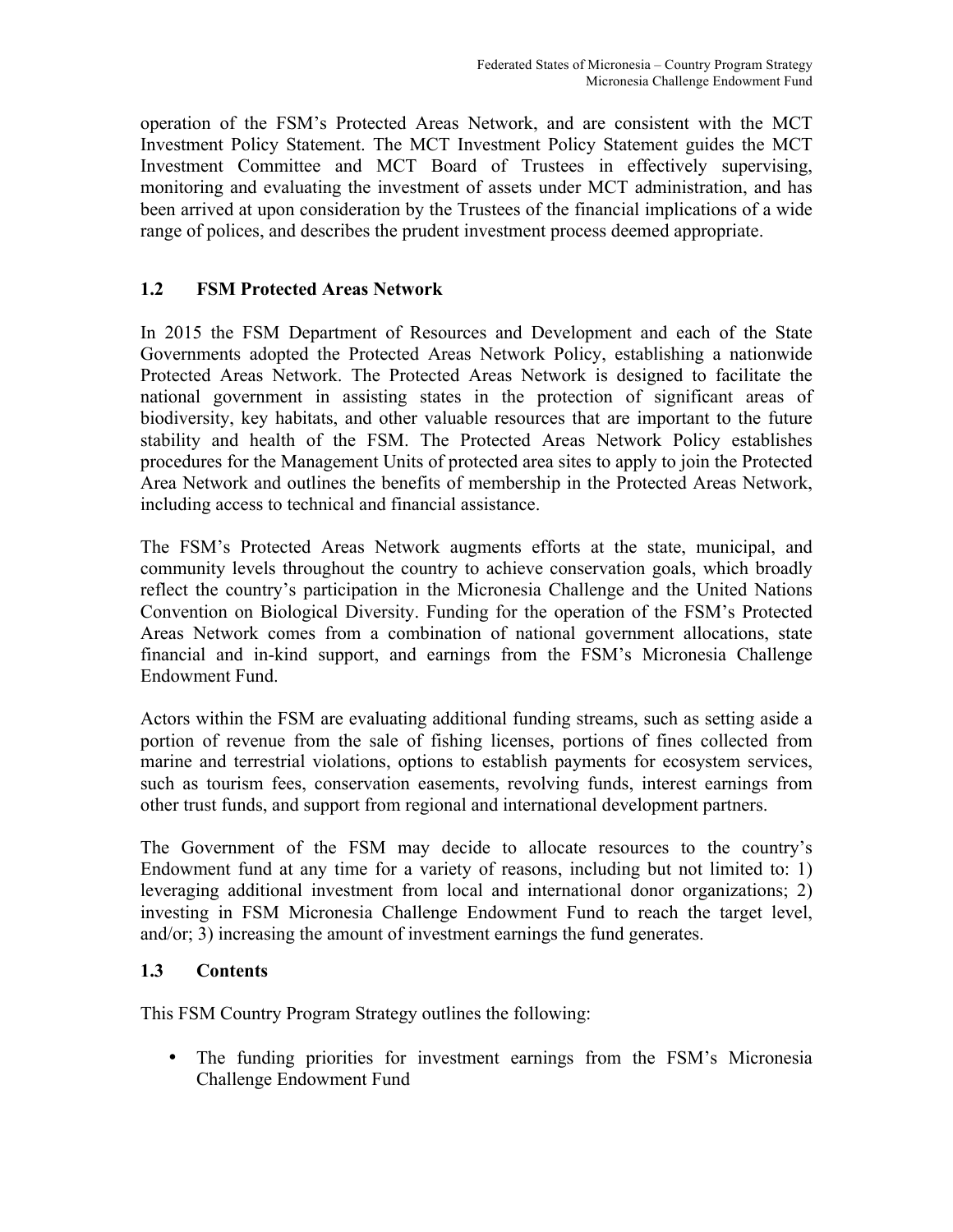operation of the FSM's Protected Areas Network, and are consistent with the MCT Investment Policy Statement. The MCT Investment Policy Statement guides the MCT Investment Committee and MCT Board of Trustees in effectively supervising, monitoring and evaluating the investment of assets under MCT administration, and has been arrived at upon consideration by the Trustees of the financial implications of a wide range of polices, and describes the prudent investment process deemed appropriate.

## 1.2 FSM Protected Areas Network

In 2015 the FSM Department of Resources and Development and each of the State Governments adopted the Protected Areas Network Policy, establishing a nationwide Protected Areas Network. The Protected Areas Network is designed to facilitate the national government in assisting states in the protection of significant areas of biodiversity, key habitats, and other valuable resources that are important to the future stability and health of the FSM. The Protected Areas Network Policy establishes procedures for the Management Units of protected area sites to apply to join the Protected Area Network and outlines the benefits of membership in the Protected Areas Network, including access to technical and financial assistance.

The FSM's Protected Areas Network augments efforts at the state, municipal, and community levels throughout the country to achieve conservation goals, which broadly reflect the country's participation in the Micronesia Challenge and the United Nations Convention on Biological Diversity. Funding for the operation of the FSM's Protected Areas Network comes from a combination of national government allocations, state financial and in-kind support, and earnings from the FSM's Micronesia Challenge Endowment Fund.

Actors within the FSM are evaluating additional funding streams, such as setting aside a portion of revenue from the sale of fishing licenses, portions of fines collected from marine and terrestrial violations, options to establish payments for ecosystem services, such as tourism fees, conservation easements, revolving funds, interest earnings from other trust funds, and support from regional and international development partners.

The Government of the FSM may decide to allocate resources to the country's Endowment fund at any time for a variety of reasons, including but not limited to: 1) leveraging additional investment from local and international donor organizations; 2) investing in FSM Micronesia Challenge Endowment Fund to reach the target level, and/or; 3) increasing the amount of investment earnings the fund generates.

## 1.3 Contents

This FSM Country Program Strategy outlines the following:

- The funding priorities for investment earnings from the FSM's Micronesia Challenge Endowment Fund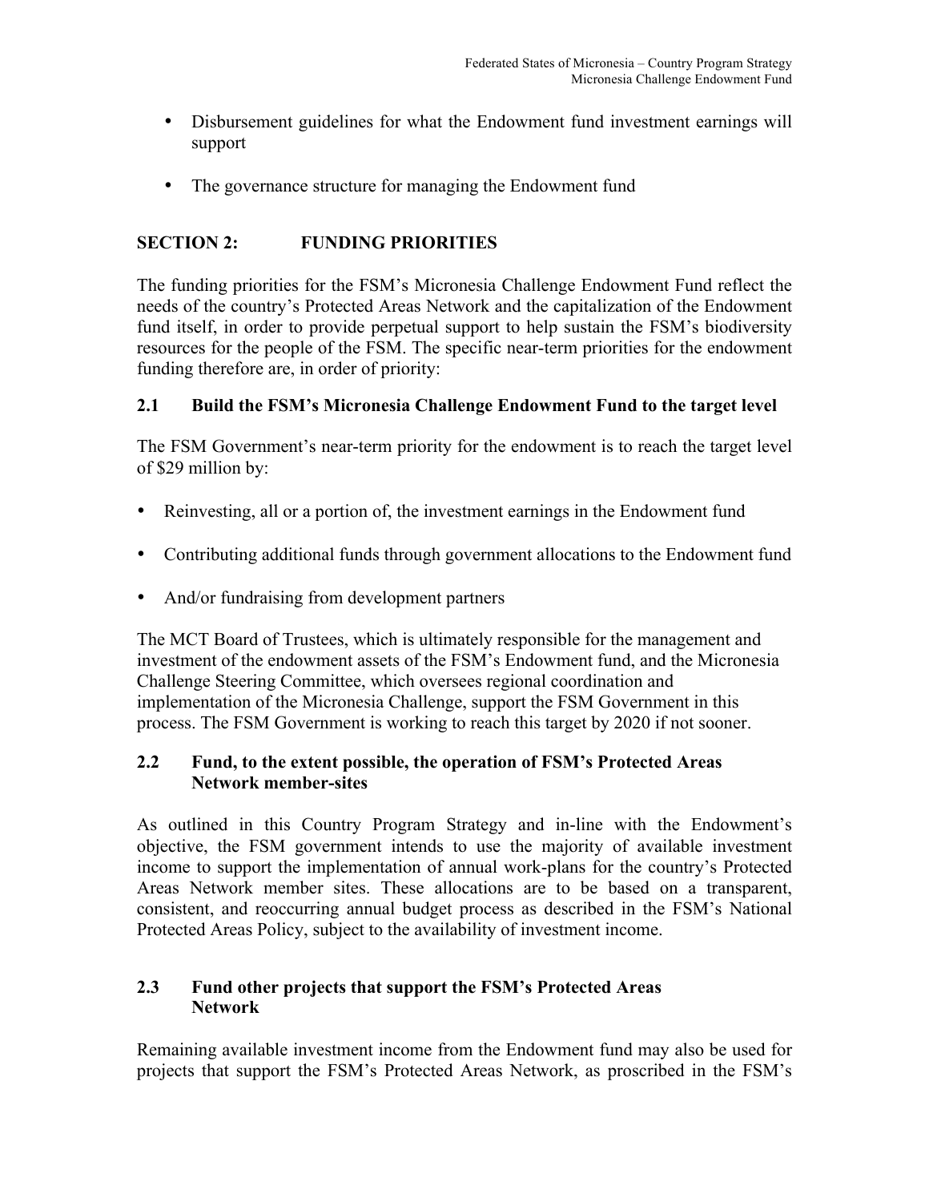- Disbursement guidelines for what the Endowment fund investment earnings will support

- The governance structure for managing the Endowment fund

## SECTION 2: FUNDING PRIORITIES

The funding priorities for the FSM's Micronesia Challenge Endowment Fund reflect the needs of the country's Protected Areas Network and the capitalization of the Endowment fund itself, in order to provide perpetual support to help sustain the FSM's biodiversity resources for the people of the FSM. The specific near-term priorities for the endowment funding therefore are, in order of priority:

### 2.1 Build the FSM's Micronesia Challenge Endowment Fund to the target level

The FSM Government's near-term priority for the endowment is to reach the target level of $29 million by:

- Reinvesting, all or a portion of, the investment earnings in the Endowment fund

- Contributing additional funds through government allocations to the Endowment fund

- And/or fundraising from development partners

The MCT Board of Trustees, which is ultimately responsible for the management and investment of the endowment assets of the FSM's Endowment fund, and the Micronesia Challenge Steering Committee, which oversees regional coordination and implementation of the Micronesia Challenge, support the FSM Government in this process. The FSM Government is working to reach this target by 2020 if not sooner.

### 2.2 Fund, to the extent possible, the operation of FSM's Protected Areas Network member-sites

As outlined in this Country Program Strategy and in-line with the Endowment's objective, the FSM government intends to use the majority of available investment income to support the implementation of annual work-plans for the country's Protected Areas Network member sites. These allocations are to be based on a transparent, consistent, and reoccurring annual budget process as described in the FSM's National Protected Areas Policy, subject to the availability of investment income.

### 2.3 Fund other projects that support the FSM's Protected Areas Network

Remaining available investment income from the Endowment fund may also be used for projects that support the FSM's Protected Areas Network, as proscribed in the FSM's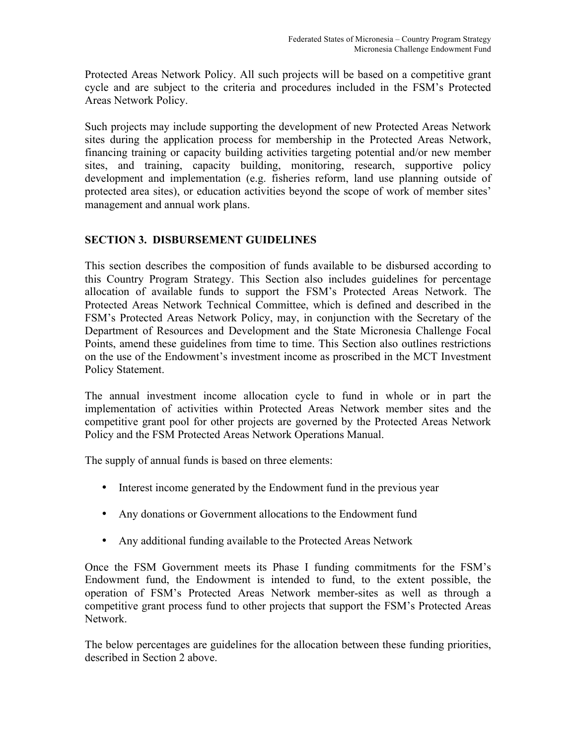Protected Areas Network Policy. All such projects will be based on a competitive grant cycle and are subject to the criteria and procedures included in the FSM's Protected Areas Network Policy.

Such projects may include supporting the development of new Protected Areas Network sites during the application process for membership in the Protected Areas Network, financing training or capacity building activities targeting potential and/or new member sites, and training, capacity building, monitoring, research, supportive policy development and implementation (e.g. fisheries reform, land use planning outside of protected area sites), or education activities beyond the scope of work of member sites' management and annual work plans.

## SECTION 3. DISBURSEMENT GUIDELINES

This section describes the composition of funds available to be disbursed according to this Country Program Strategy. This Section also includes guidelines for percentage allocation of available funds to support the FSM's Protected Areas Network. The Protected Areas Network Technical Committee, which is defined and described in the FSM's Protected Areas Network Policy, may, in conjunction with the Secretary of the Department of Resources and Development and the State Micronesia Challenge Focal Points, amend these guidelines from time to time. This Section also outlines restrictions on the use of the Endowment's investment income as proscribed in the MCT Investment Policy Statement.

The annual investment income allocation cycle to fund in whole or in part the implementation of activities within Protected Areas Network member sites and the competitive grant pool for other projects are governed by the Protected Areas Network Policy and the FSM Protected Areas Network Operations Manual.

The supply of annual funds is based on three elements:

- Interest income generated by the Endowment fund in the previous year
- Any donations or Government allocations to the Endowment fund
- Any additional funding available to the Protected Areas Network

Once the FSM Government meets its Phase I funding commitments for the FSM's Endowment fund, the Endowment is intended to fund, to the extent possible, the operation of FSM's Protected Areas Network member-sites as well as through a competitive grant process fund to other projects that support the FSM's Protected Areas Network.

The below percentages are guidelines for the allocation between these funding priorities, described in Section 2 above.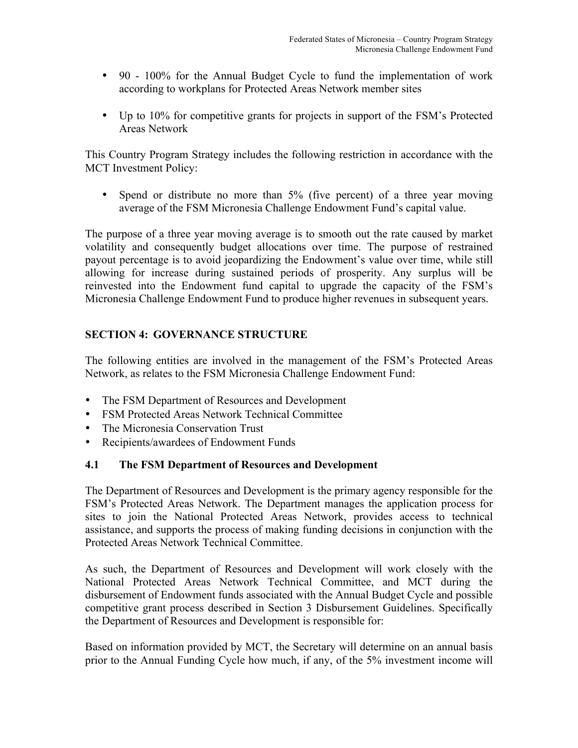- 90 - 100% for the Annual Budget Cycle to fund the implementation of work according to workplans for Protected Areas Network member sites

- Up to 10% for competitive grants for projects in support of the FSM's Protected Areas Network

This Country Program Strategy includes the following restriction in accordance with the MCT Investment Policy:

- Spend or distribute no more than 5% (five percent) of a three year moving average of the FSM Micronesia Challenge Endowment Fund's capital value.

The purpose of a three year moving average is to smooth out the rate caused by market volatility and consequently budget allocations over time. The purpose of restrained payout percentage is to avoid jeopardizing the Endowment's value over time, while still allowing for increase during sustained periods of prosperity. Any surplus will be reinvested into the Endowment fund capital to upgrade the capacity of the FSM's Micronesia Challenge Endowment Fund to produce higher revenues in subsequent years.

## SECTION 4: GOVERNANCE STRUCTURE

The following entities are involved in the management of the FSM's Protected Areas Network, as relates to the FSM Micronesia Challenge Endowment Fund:

- The FSM Department of Resources and Development
- FSM Protected Areas Network Technical Committee
- The Micronesia Conservation Trust
- Recipients/awardees of Endowment Funds

### 4.1 The FSM Department of Resources and Development

The Department of Resources and Development is the primary agency responsible for the FSM's Protected Areas Network. The Department manages the application process for sites to join the National Protected Areas Network, provides access to technical assistance, and supports the process of making funding decisions in conjunction with the Protected Areas Network Technical Committee.

As such, the Department of Resources and Development will work closely with the National Protected Areas Network Technical Committee, and MCT during the disbursement of Endowment funds associated with the Annual Budget Cycle and possible competitive grant process described in Section 3 Disbursement Guidelines. Specifically the Department of Resources and Development is responsible for:

Based on information provided by MCT, the Secretary will determine on an annual basis prior to the Annual Funding Cycle how much, if any, of the 5% investment income will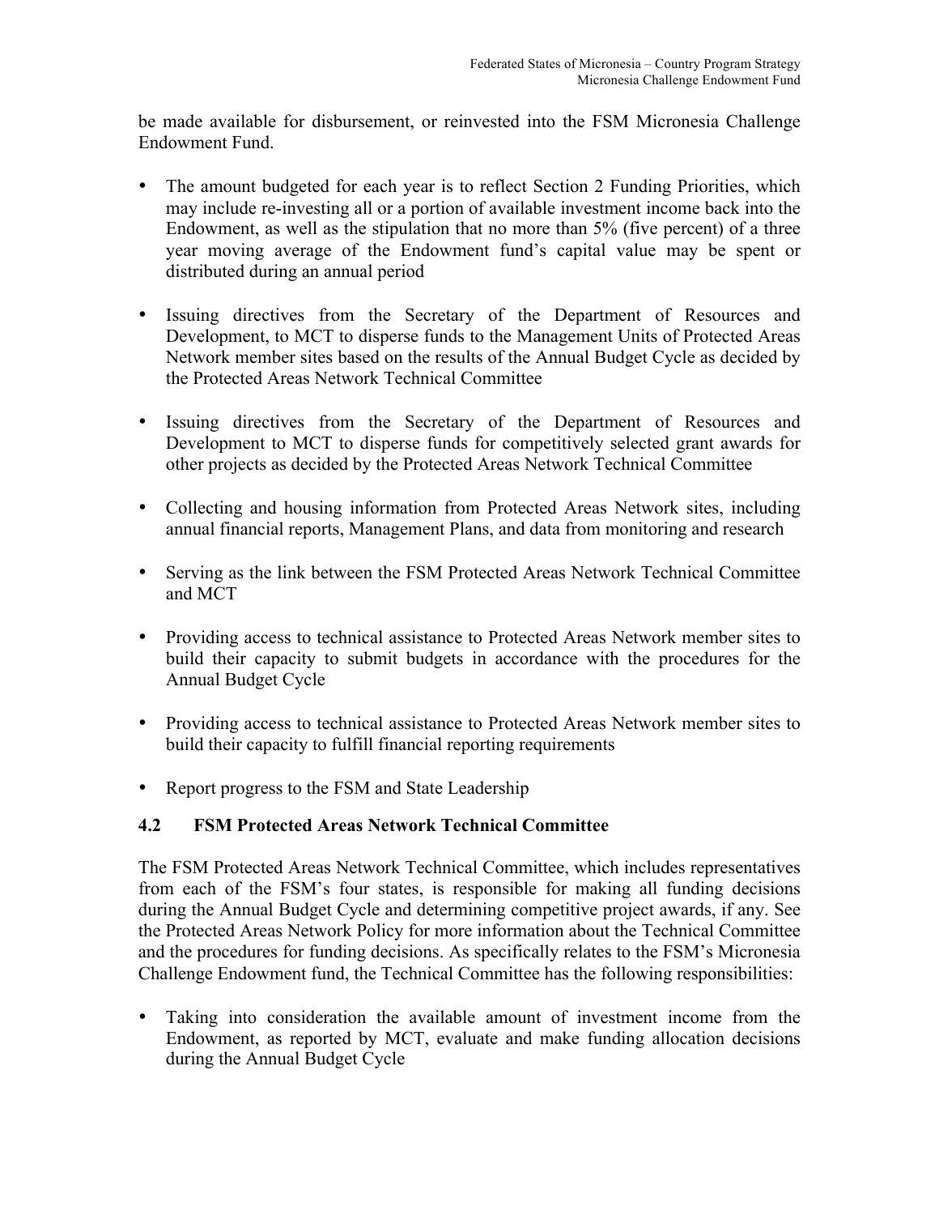be made available for disbursement, or reinvested into the FSM Micronesia Challenge Endowment Fund.

- The amount budgeted for each year is to reflect Section 2 Funding Priorities, which may include re-investing all or a portion of available investment income back into the Endowment, as well as the stipulation that no more than 5% (five percent) of a three year moving average of the Endowment fund's capital value may be spent or distributed during an annual period

- Issuing directives from the Secretary of the Department of Resources and Development, to MCT to disperse funds to the Management Units of Protected Areas Network member sites based on the results of the Annual Budget Cycle as decided by the Protected Areas Network Technical Committee

- Issuing directives from the Secretary of the Department of Resources and Development to MCT to disperse funds for competitively selected grant awards for other projects as decided by the Protected Areas Network Technical Committee

- Collecting and housing information from Protected Areas Network sites, including annual financial reports, Management Plans, and data from monitoring and research

- Serving as the link between the FSM Protected Areas Network Technical Committee and MCT

- Providing access to technical assistance to Protected Areas Network member sites to build their capacity to submit budgets in accordance with the procedures for the Annual Budget Cycle

- Providing access to technical assistance to Protected Areas Network member sites to build their capacity to fulfill financial reporting requirements

- Report progress to the FSM and State Leadership

### 4.2 FSM Protected Areas Network Technical Committee

The FSM Protected Areas Network Technical Committee, which includes representatives from each of the FSM's four states, is responsible for making all funding decisions during the Annual Budget Cycle and determining competitive project awards, if any. See the Protected Areas Network Policy for more information about the Technical Committee and the procedures for funding decisions. As specifically relates to the FSM's Micronesia Challenge Endowment fund, the Technical Committee has the following responsibilities:

- Taking into consideration the available amount of investment income from the Endowment, as reported by MCT, evaluate and make funding allocation decisions during the Annual Budget Cycle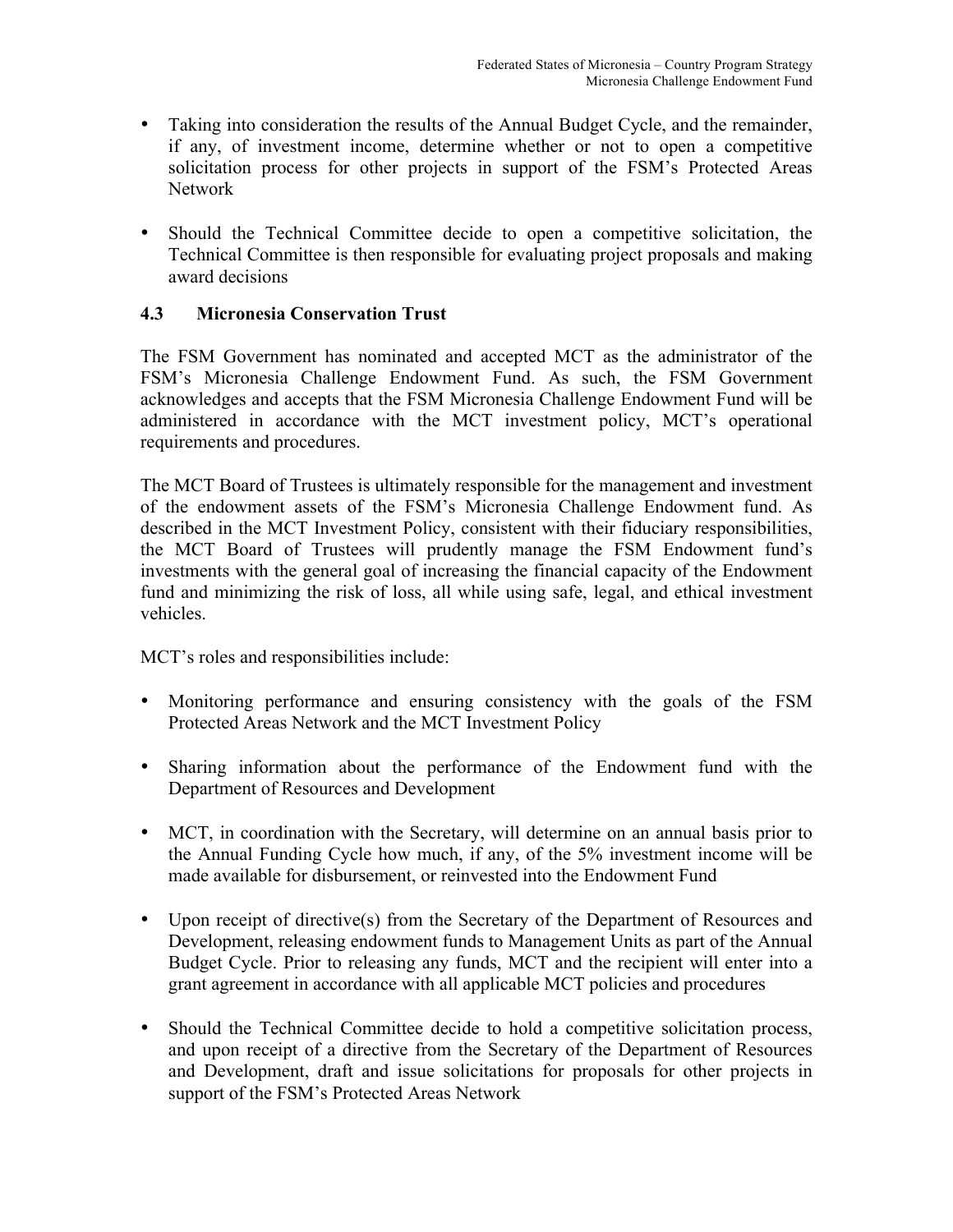- Taking into consideration the results of the Annual Budget Cycle, and the remainder, if any, of investment income, determine whether or not to open a competitive solicitation process for other projects in support of the FSM's Protected Areas Network

- Should the Technical Committee decide to open a competitive solicitation, the Technical Committee is then responsible for evaluating project proposals and making award decisions

### 4.3 Micronesia Conservation Trust

The FSM Government has nominated and accepted MCT as the administrator of the FSM's Micronesia Challenge Endowment Fund. As such, the FSM Government acknowledges and accepts that the FSM Micronesia Challenge Endowment Fund will be administered in accordance with the MCT investment policy, MCT's operational requirements and procedures.

The MCT Board of Trustees is ultimately responsible for the management and investment of the endowment assets of the FSM's Micronesia Challenge Endowment fund. As described in the MCT Investment Policy, consistent with their fiduciary responsibilities, the MCT Board of Trustees will prudently manage the FSM Endowment fund's investments with the general goal of increasing the financial capacity of the Endowment fund and minimizing the risk of loss, all while using safe, legal, and ethical investment vehicles.

MCT's roles and responsibilities include:

- Monitoring performance and ensuring consistency with the goals of the FSM Protected Areas Network and the MCT Investment Policy

- Sharing information about the performance of the Endowment fund with the Department of Resources and Development

- MCT, in coordination with the Secretary, will determine on an annual basis prior to the Annual Funding Cycle how much, if any, of the 5% investment income will be made available for disbursement, or reinvested into the Endowment Fund

- Upon receipt of directive(s) from the Secretary of the Department of Resources and Development, releasing endowment funds to Management Units as part of the Annual Budget Cycle. Prior to releasing any funds, MCT and the recipient will enter into a grant agreement in accordance with all applicable MCT policies and procedures

- Should the Technical Committee decide to hold a competitive solicitation process, and upon receipt of a directive from the Secretary of the Department of Resources and Development, draft and issue solicitations for proposals for other projects in support of the FSM's Protected Areas Network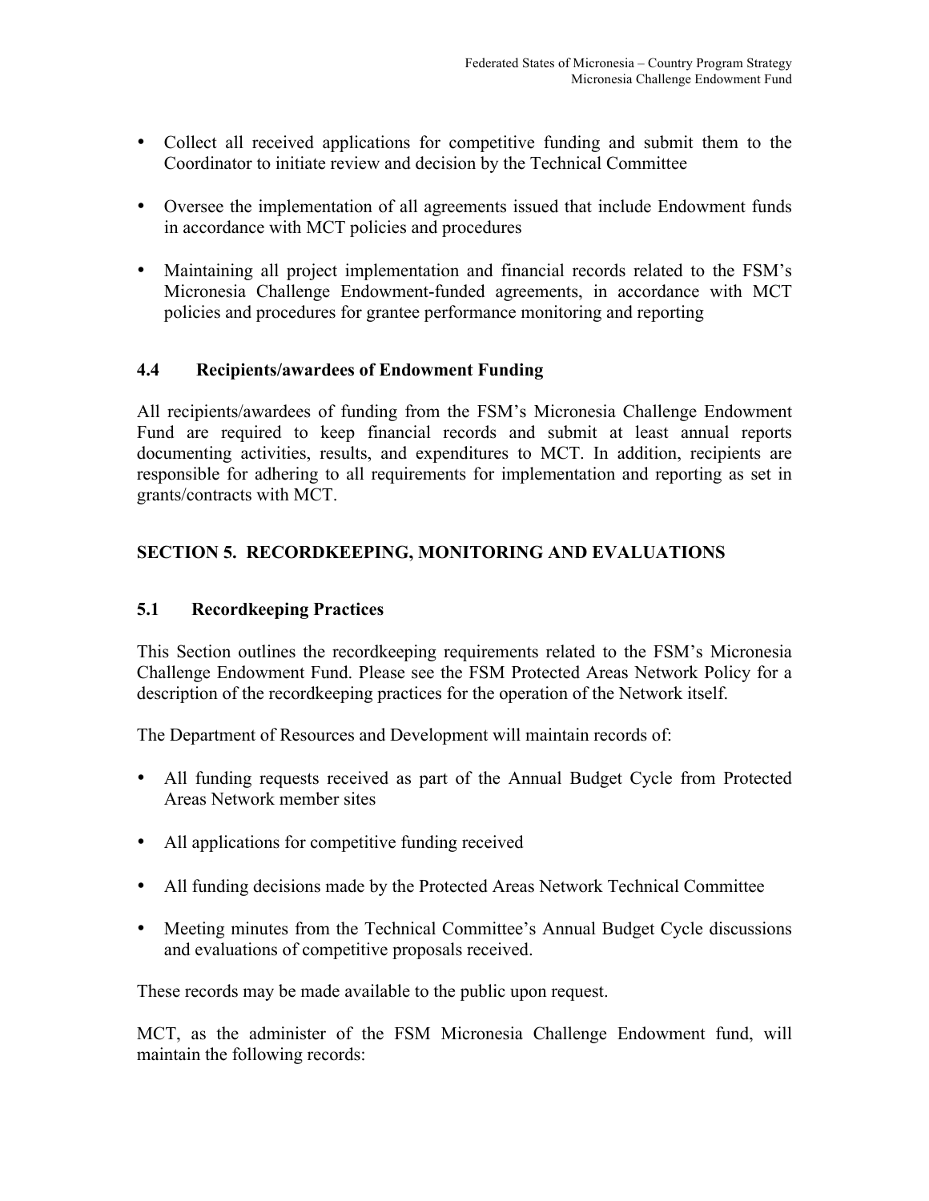- Collect all received applications for competitive funding and submit them to the Coordinator to initiate review and decision by the Technical Committee

- Oversee the implementation of all agreements issued that include Endowment funds in accordance with MCT policies and procedures

- Maintaining all project implementation and financial records related to the FSM's Micronesia Challenge Endowment-funded agreements, in accordance with MCT policies and procedures for grantee performance monitoring and reporting

### 4.4 Recipients/awardees of Endowment Funding

All recipients/awardees of funding from the FSM's Micronesia Challenge Endowment Fund are required to keep financial records and submit at least annual reports documenting activities, results, and expenditures to MCT. In addition, recipients are responsible for adhering to all requirements for implementation and reporting as set in grants/contracts with MCT.

## SECTION 5. RECORDKEEPING, MONITORING AND EVALUATIONS

### 5.1 Recordkeeping Practices

This Section outlines the recordkeeping requirements related to the FSM's Micronesia Challenge Endowment Fund. Please see the FSM Protected Areas Network Policy for a description of the recordkeeping practices for the operation of the Network itself.

The Department of Resources and Development will maintain records of:

- All funding requests received as part of the Annual Budget Cycle from Protected Areas Network member sites

- All applications for competitive funding received

- All funding decisions made by the Protected Areas Network Technical Committee

- Meeting minutes from the Technical Committee's Annual Budget Cycle discussions and evaluations of competitive proposals received.

These records may be made available to the public upon request.

MCT, as the administer of the FSM Micronesia Challenge Endowment fund, will maintain the following records: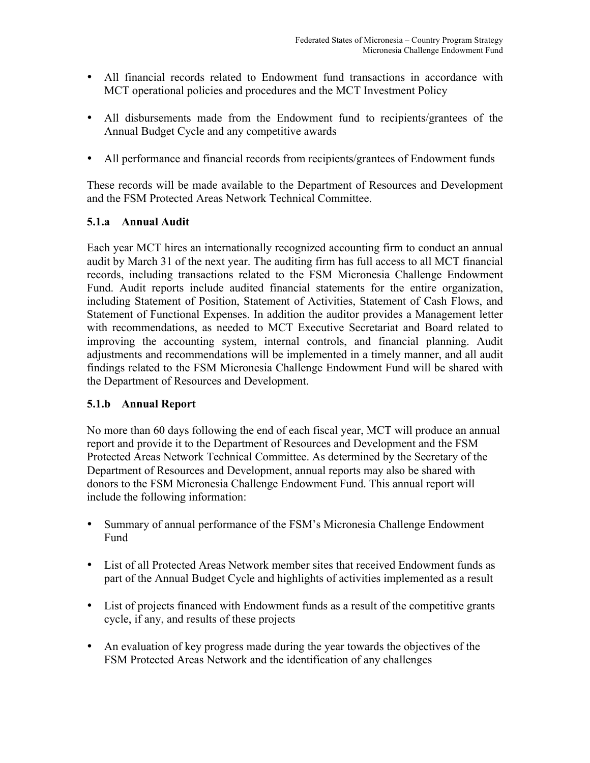- All financial records related to Endowment fund transactions in accordance with MCT operational policies and procedures and the MCT Investment Policy

- All disbursements made from the Endowment fund to recipients/grantees of the Annual Budget Cycle and any competitive awards

- All performance and financial records from recipients/grantees of Endowment funds

These records will be made available to the Department of Resources and Development and the FSM Protected Areas Network Technical Committee.

### 5.1.a Annual Audit

Each year MCT hires an internationally recognized accounting firm to conduct an annual audit by March 31 of the next year. The auditing firm has full access to all MCT financial records, including transactions related to the FSM Micronesia Challenge Endowment Fund. Audit reports include audited financial statements for the entire organization, including Statement of Position, Statement of Activities, Statement of Cash Flows, and Statement of Functional Expenses. In addition the auditor provides a Management letter with recommendations, as needed to MCT Executive Secretariat and Board related to improving the accounting system, internal controls, and financial planning. Audit adjustments and recommendations will be implemented in a timely manner, and all audit findings related to the FSM Micronesia Challenge Endowment Fund will be shared with the Department of Resources and Development.

### 5.1.b Annual Report

No more than 60 days following the end of each fiscal year, MCT will produce an annual report and provide it to the Department of Resources and Development and the FSM Protected Areas Network Technical Committee. As determined by the Secretary of the Department of Resources and Development, annual reports may also be shared with donors to the FSM Micronesia Challenge Endowment Fund. This annual report will include the following information:

- Summary of annual performance of the FSM's Micronesia Challenge Endowment Fund

- List of all Protected Areas Network member sites that received Endowment funds as part of the Annual Budget Cycle and highlights of activities implemented as a result

- List of projects financed with Endowment funds as a result of the competitive grants cycle, if any, and results of these projects

- An evaluation of key progress made during the year towards the objectives of the FSM Protected Areas Network and the identification of any challenges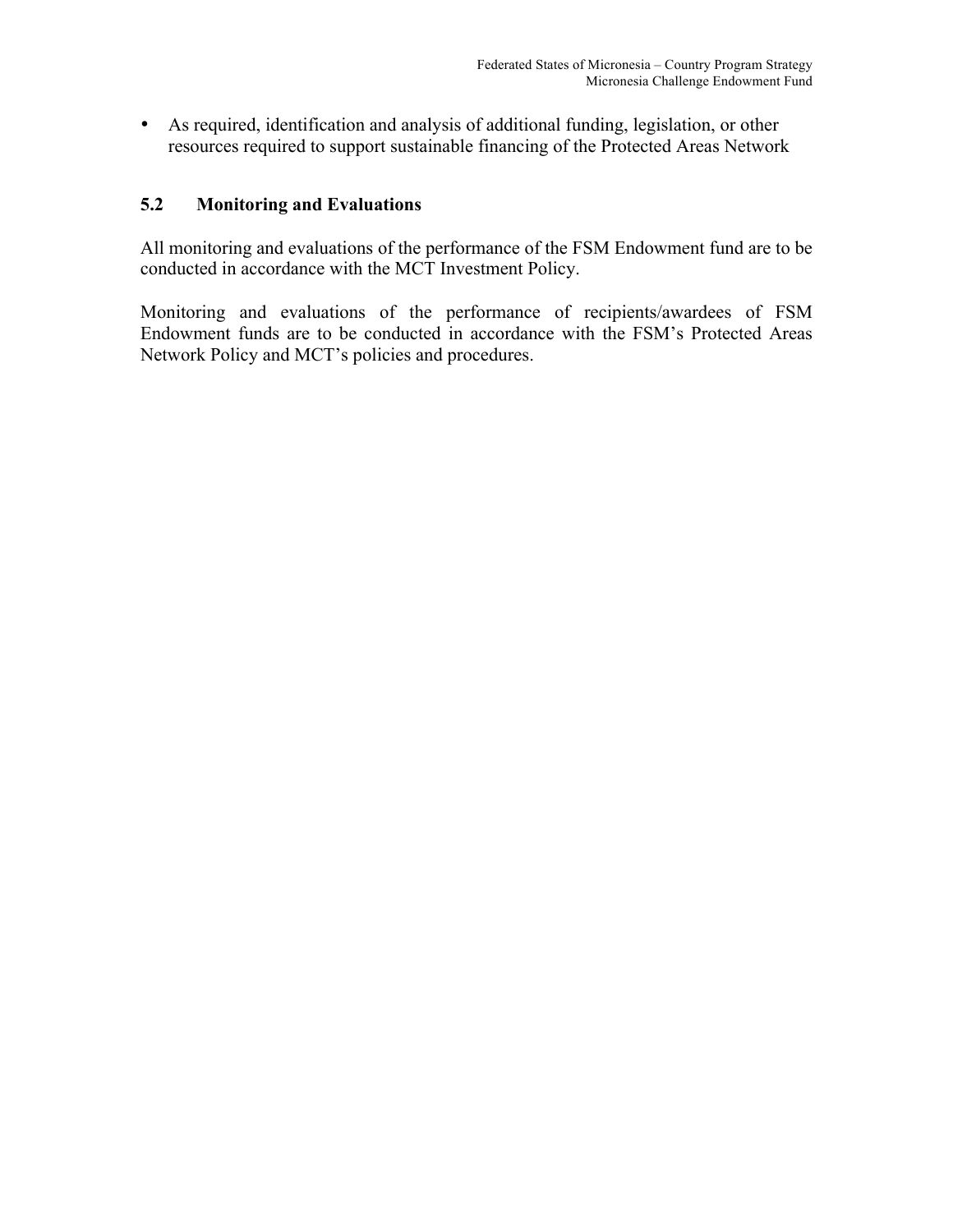- As required, identification and analysis of additional funding, legislation, or other resources required to support sustainable financing of the Protected Areas Network

### 5.2 Monitoring and Evaluations

All monitoring and evaluations of the performance of the FSM Endowment fund are to be conducted in accordance with the MCT Investment Policy.

Monitoring and evaluations of the performance of recipients/awardees of FSM Endowment funds are to be conducted in accordance with the FSM's Protected Areas Network Policy and MCT's policies and procedures.